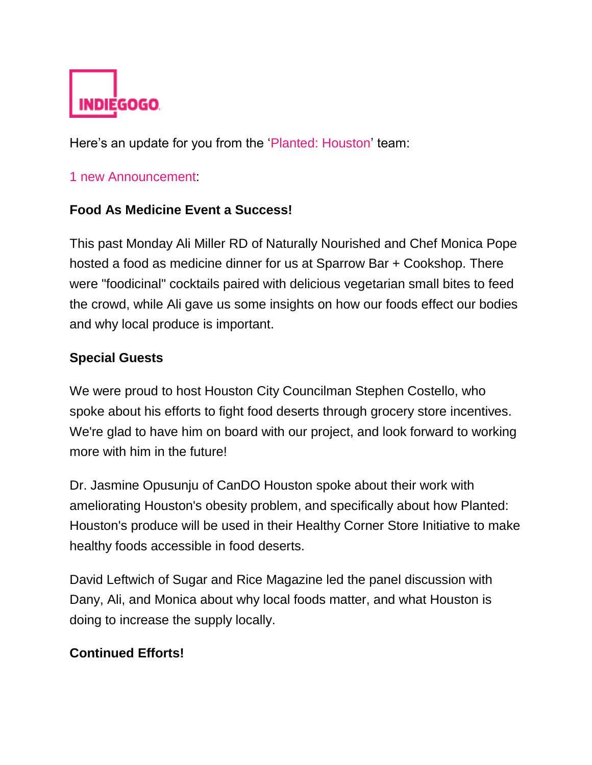INDIEGOGO

Here's an update for you from the 'Planted: Houston' team:

1 new Announcement:

**Food As Medicine Event a Success!**

This past Monday Ali Miller RD of Naturally Nourished and Chef Monica Pope hosted a food as medicine dinner for us at Sparrow Bar + Cookshop. There were "foodicinal" cocktails paired with delicious vegetarian small bites to feed the crowd, while Ali gave us some insights on how our foods effect our bodies and why local produce is important.

**Special Guests**

We were proud to host Houston City Councilman Stephen Costello, who spoke about his efforts to fight food deserts through grocery store incentives. We're glad to have him on board with our project, and look forward to working more with him in the future!

Dr. Jasmine Opusunju of CanDO Houston spoke about their work with ameliorating Houston's obesity problem, and specifically about how Planted: Houston's produce will be used in their Healthy Corner Store Initiative to make healthy foods accessible in food deserts.

David Leftwich of Sugar and Rice Magazine led the panel discussion with Dany, Ali, and Monica about why local foods matter, and what Houston is doing to increase the supply locally.

**Continued Efforts!**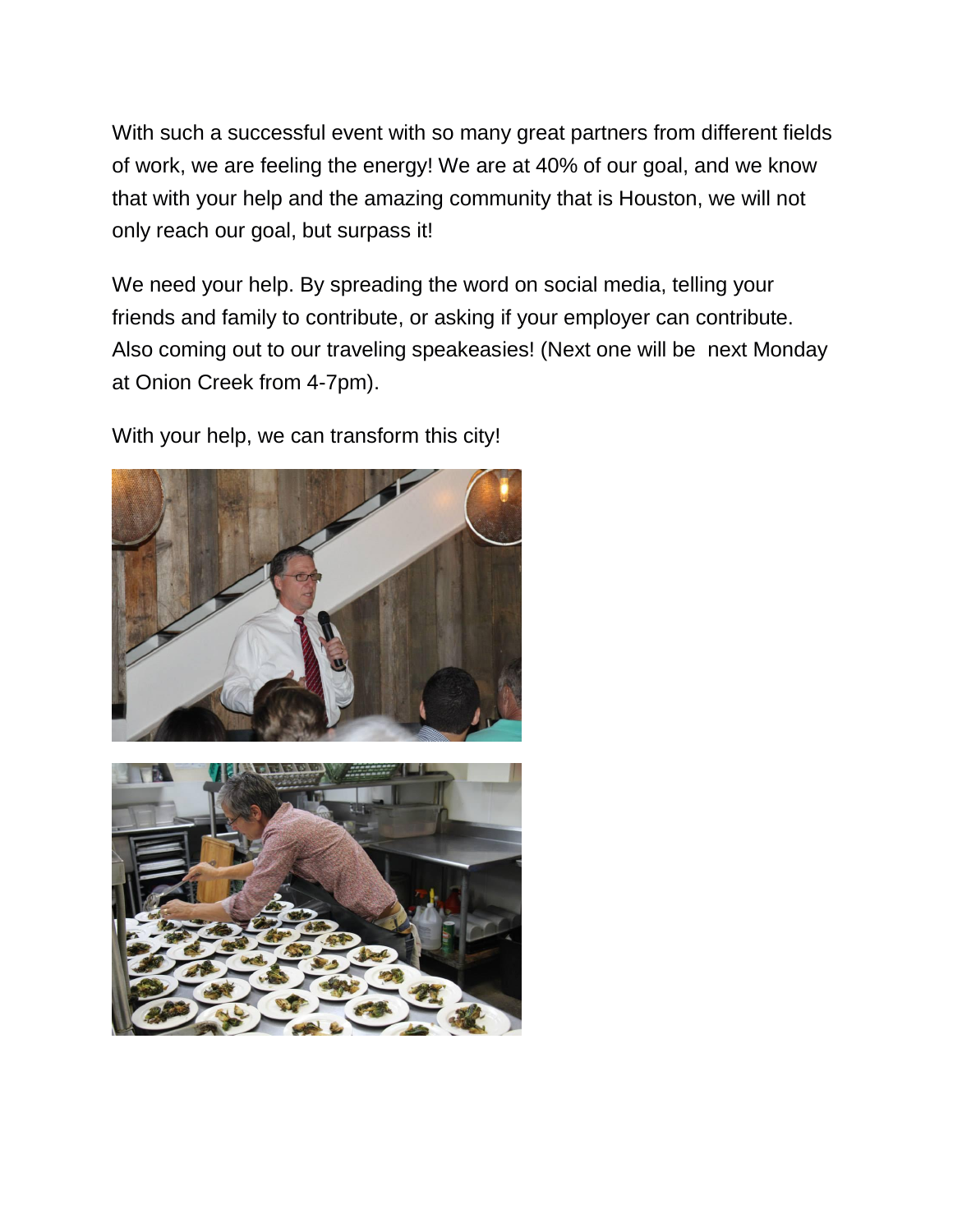With such a successful event with so many great partners from different fields of work, we are feeling the energy! We are at 40% of our goal, and we know that with your help and the amazing community that is Houston, we will not only reach our goal, but surpass it!

We need your help. By spreading the word on social media, telling your friends and family to contribute, or asking if your employer can contribute. Also coming out to our traveling speakeasies! (Next one will be  next Monday at Onion Creek from 4-7pm).

With your help, we can transform this city!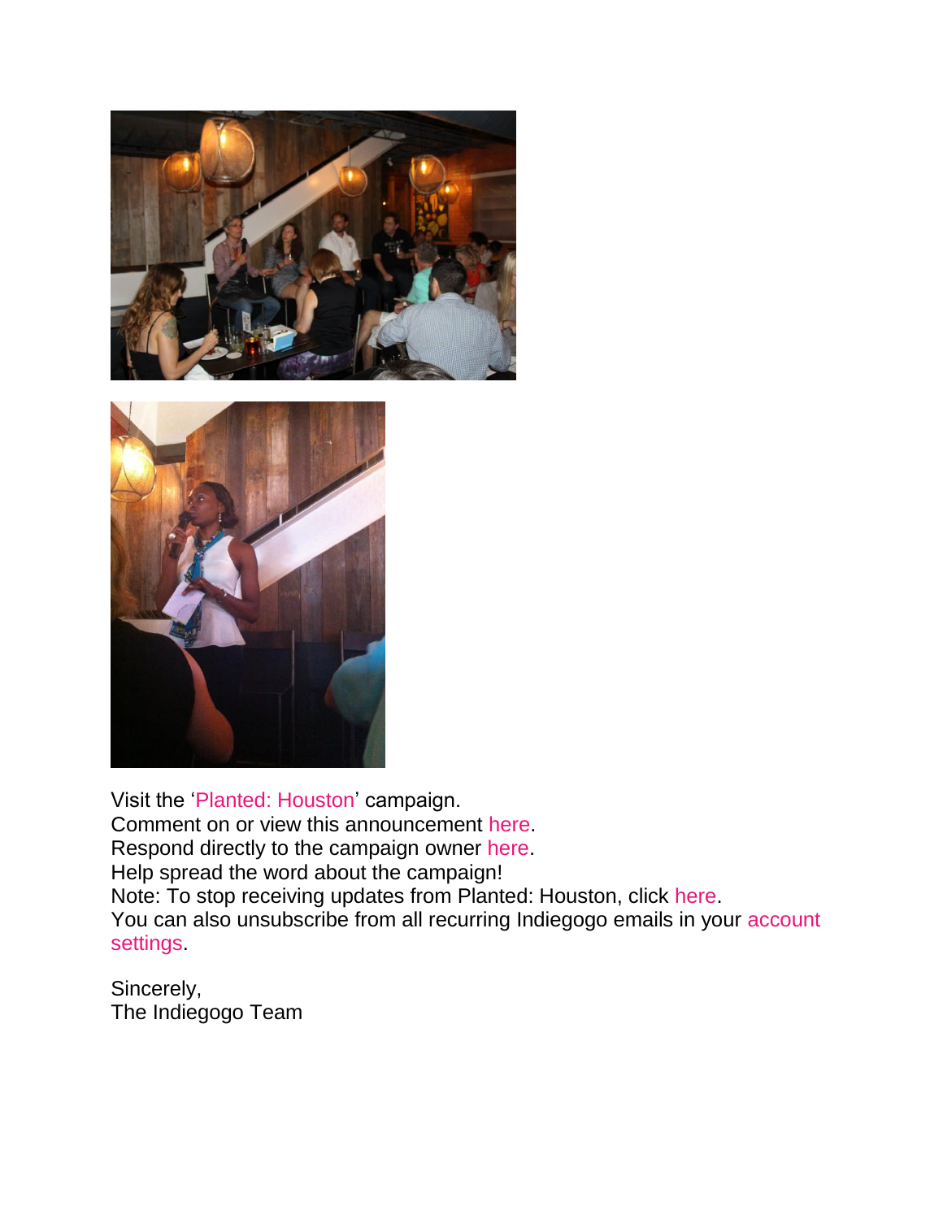Visit the 'Planted: Houston' campaign.
Comment on or view this announcement here.
Respond directly to the campaign owner here.
Help spread the word about the campaign!
Note: To stop receiving updates from Planted: Houston, click here.
You can also unsubscribe from all recurring Indiegogo emails in your account settings.

Sincerely,
The Indiegogo Team